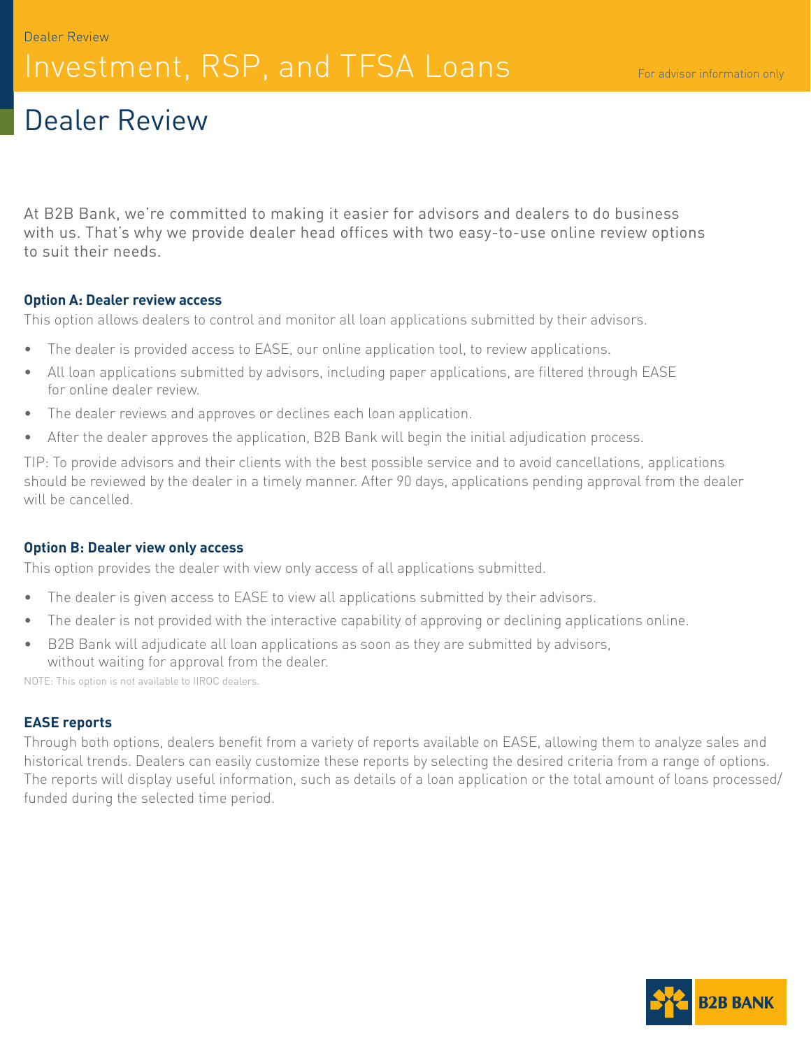Dealer Review

# Investment, RSP, and TFSA Loans

For advisor information only

## Dealer Review

At B2B Bank, we're committed to making it easier for advisors and dealers to do business with us. That's why we provide dealer head offices with two easy-to-use online review options to suit their needs.

**Option A: Dealer review access**

This option allows dealers to control and monitor all loan applications submitted by their advisors.

- The dealer is provided access to EASE, our online application tool, to review applications.
- All loan applications submitted by advisors, including paper applications, are filtered through EASE for online dealer review.
- The dealer reviews and approves or declines each loan application.
- After the dealer approves the application, B2B Bank will begin the initial adjudication process.

TIP: To provide advisors and their clients with the best possible service and to avoid cancellations, applications should be reviewed by the dealer in a timely manner. After 90 days, applications pending approval from the dealer will be cancelled.

**Option B: Dealer view only access**

This option provides the dealer with view only access of all applications submitted.

- The dealer is given access to EASE to view all applications submitted by their advisors.
- The dealer is not provided with the interactive capability of approving or declining applications online.
- B2B Bank will adjudicate all loan applications as soon as they are submitted by advisors, without waiting for approval from the dealer.

NOTE: This option is not available to IIROC dealers.

**EASE reports**

Through both options, dealers benefit from a variety of reports available on EASE, allowing them to analyze sales and historical trends. Dealers can easily customize these reports by selecting the desired criteria from a range of options. The reports will display useful information, such as details of a loan application or the total amount of loans processed/funded during the selected time period.

B2B BANK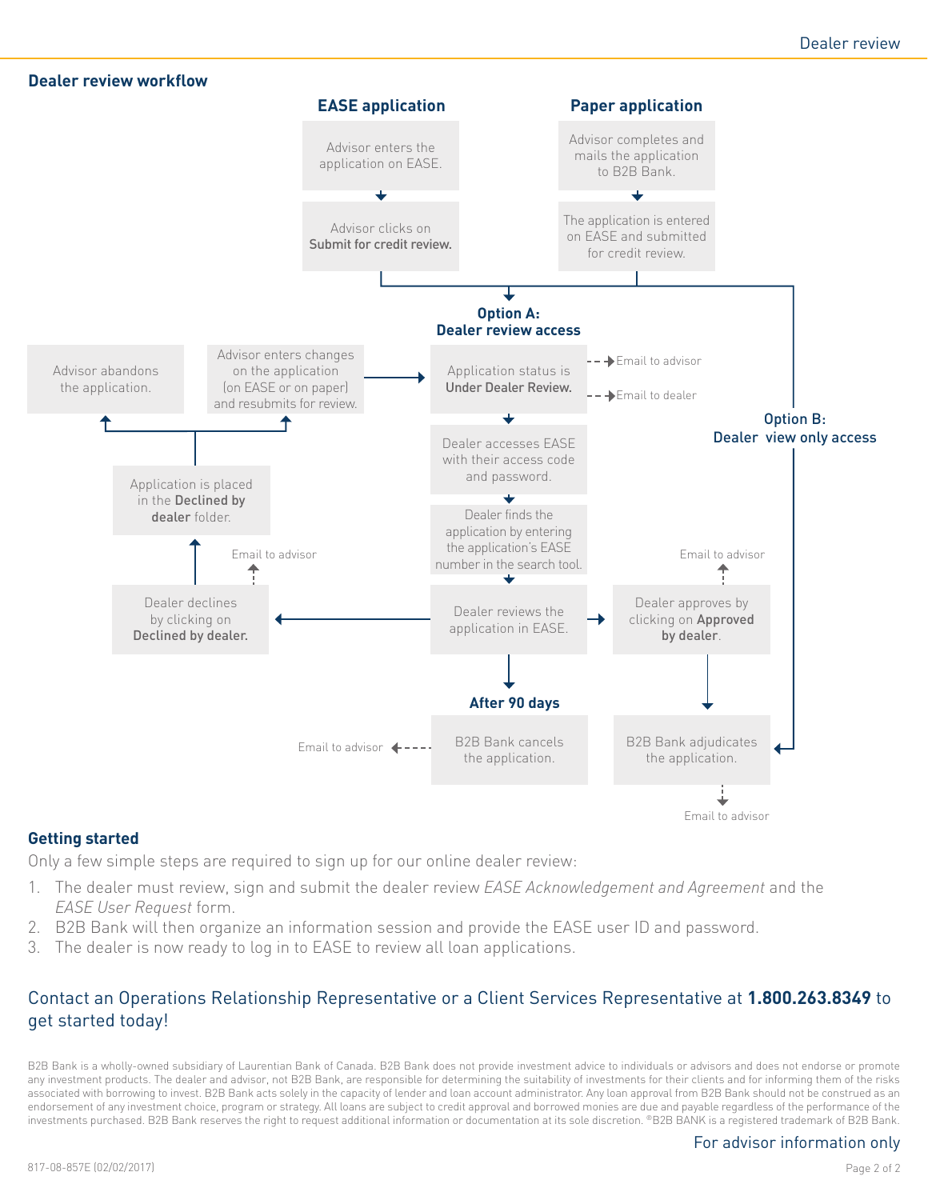## Dealer review workflow

**EASE application**

Advisor enters the application on EASE.

Advisor clicks on **Submit for credit review.**

**Paper application**

Advisor completes and mails the application to B2B Bank.

The application is entered on EASE and submitted for credit review.

**Option A: Dealer review access**

Application status is **Under Dealer Review.**

Email to advisor

Email to dealer

Dealer accesses EASE with their access code and password.

Dealer finds the application by entering the application's EASE number in the search tool.

Dealer reviews the application in EASE.

Dealer declines by clicking on **Declined by dealer.**

Email to advisor

Application is placed in the **Declined by dealer** folder.

Advisor abandons the application.

Advisor enters changes on the application (on EASE or on paper) and resubmits for review.

Dealer approves by clicking on **Approved by dealer**.

Email to advisor

**After 90 days**

B2B Bank cancels the application.

Email to advisor

**Option B: Dealer view only access**

B2B Bank adjudicates the application.

Email to advisor

## Getting started

Only a few simple steps are required to sign up for our online dealer review:

1. The dealer must review, sign and submit the dealer review *EASE Acknowledgement and Agreement* and the *EASE User Request* form.
2. B2B Bank will then organize an information session and provide the EASE user ID and password.
3. The dealer is now ready to log in to EASE to review all loan applications.

Contact an Operations Relationship Representative or a Client Services Representative at **1.800.263.8349** to get started today!

B2B Bank is a wholly-owned subsidiary of Laurentian Bank of Canada. B2B Bank does not provide investment advice to individuals or advisors and does not endorse or promote any investment products. The dealer and advisor, not B2B Bank, are responsible for determining the suitability of investments for their clients and for informing them of the risks associated with borrowing to invest. B2B Bank acts solely in the capacity of lender and loan account administrator. Any loan approval from B2B Bank should not be construed as an endorsement of any investment choice, program or strategy. All loans are subject to credit approval and borrowed monies are due and payable regardless of the performance of the investments purchased. B2B Bank reserves the right to request additional information or documentation at its sole discretion. ®B2B BANK is a registered trademark of B2B Bank.

For advisor information only

817-08-857E (02/02/2017)